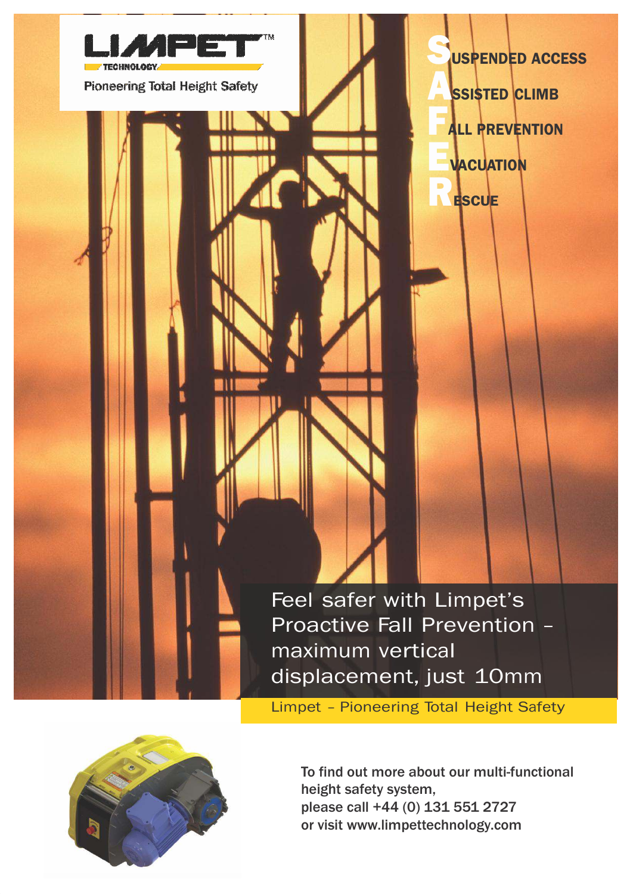LIMPET™ TECHNOLOGY

Pioneering Total Height Safety

**S**USPENDED ACCESS
**A**SSISTED CLIMB
**F**ALL PREVENTION
**E**VACUATION
**R**ESCUE

Feel safer with Limpet's Proactive Fall Prevention – maximum vertical displacement, just 10mm

Limpet – Pioneering Total Height Safety

To find out more about our multi-functional height safety system,
please call +44 (0) 131 551 2727
or visit www.limpettechnology.com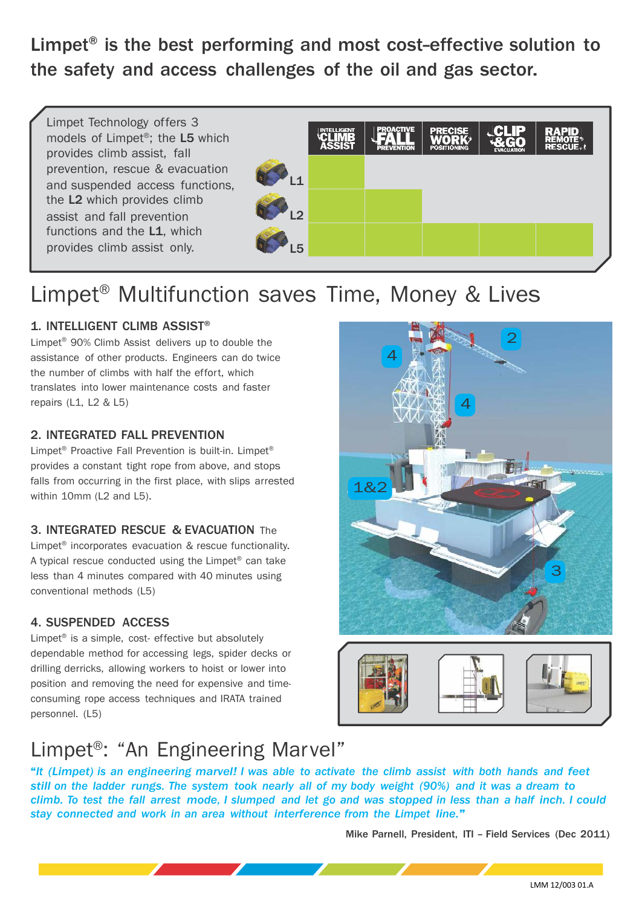**Limpet® is the best performing and most cost-effective solution to the safety and access challenges of the oil and gas sector.**

Limpet Technology offers 3 models of Limpet®; the **L5** which provides climb assist, fall prevention, rescue & evacuation and suspended access functions, the **L2** which provides climb assist and fall prevention functions and the **L1**, which provides climb assist only.

| | INTELLIGENT CLIMB ASSIST | PROACTIVE FALL PREVENTION | PRECISE WORK POSITIONING | CLIP & GO EVACUATION | RAPID REMOTE RESCUE |
|---|---|---|---|---|---|
| L1 | ✓ | | | | |
| L2 | ✓ | ✓ | | | |
| L5 | ✓ | ✓ | ✓ | ✓ | ✓ |

# Limpet® Multifunction saves Time, Money & Lives

### 1. INTELLIGENT CLIMB ASSIST®

Limpet® 90% Climb Assist delivers up to double the assistance of other products. Engineers can do twice the number of climbs with half the effort, which translates into lower maintenance costs and faster repairs (L1, L2 & L5)

### 2. INTEGRATED FALL PREVENTION

Limpet® Proactive Fall Prevention is built-in. Limpet® provides a constant tight rope from above, and stops falls from occurring in the first place, with slips arrested within 10mm (L2 and L5).

### 3. INTEGRATED RESCUE & EVACUATION

The Limpet® incorporates evacuation & rescue functionality. A typical rescue conducted using the Limpet® can take less than 4 minutes compared with 40 minutes using conventional methods (L5)

### 4. SUSPENDED ACCESS

Limpet® is a simple, cost- effective but absolutely dependable method for accessing legs, spider decks or drilling derricks, allowing workers to hoist or lower into position and removing the need for expensive and time-consuming rope access techniques and IRATA trained personnel. (L5)

# Limpet®: "An Engineering Marvel"

***"It (Limpet) is an engineering marvel! I was able to activate the climb assist with both hands and feet still on the ladder rungs. The system took nearly all of my body weight (90%) and it was a dream to climb. To test the fall arrest mode, I slumped and let go and was stopped in less than a half inch. I could stay connected and work in an area without interference from the Limpet line."***

**Mike Parnell, President, ITI – Field Services (Dec 2011)**